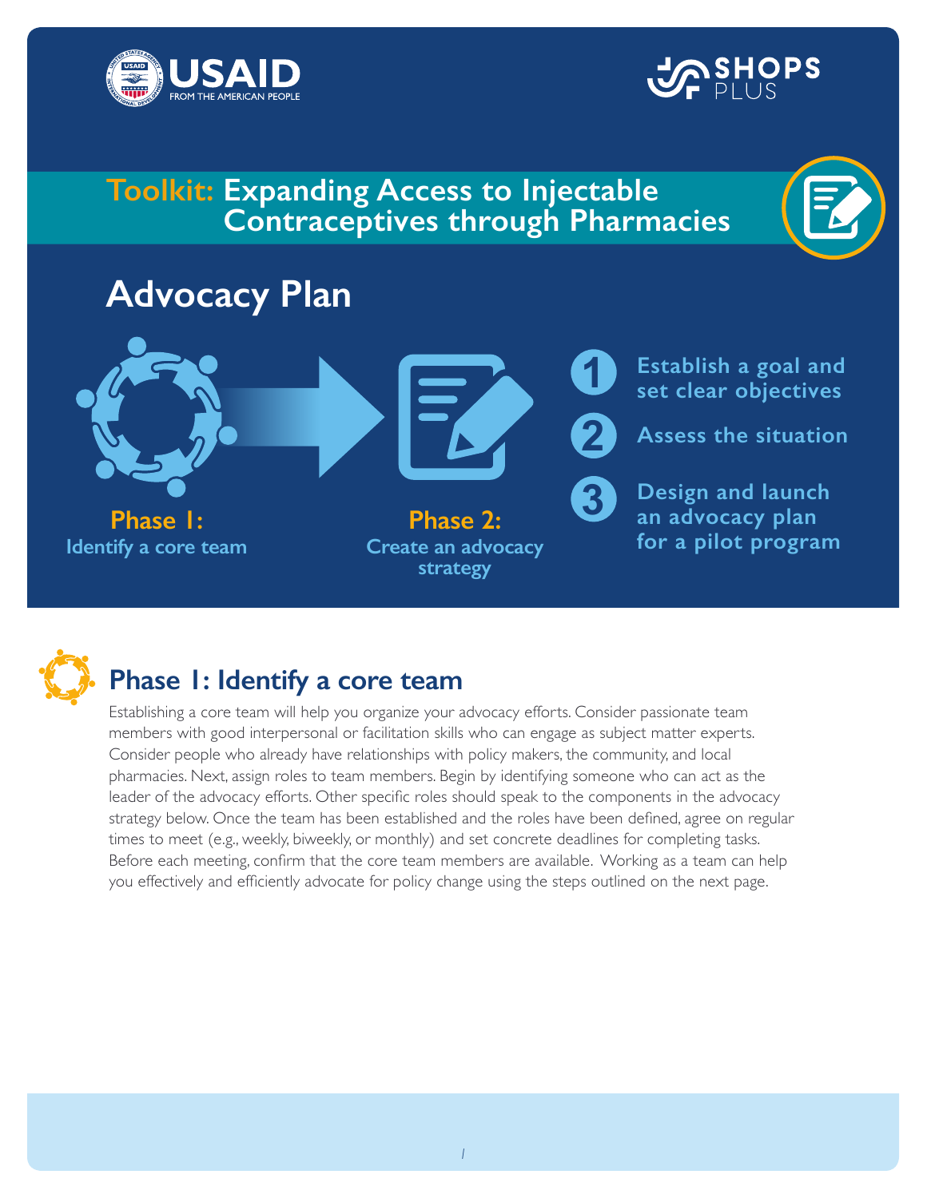**Toolkit: Expanding Access to Injectable Contraceptives through Pharmacies**

# Advocacy Plan

**Phase 1:** Identify a core team

**Phase 2:** Create an advocacy strategy

1. Establish a goal and set clear objectives
2. Assess the situation
3. Design and launch an advocacy plan for a pilot program

## Phase 1: Identify a core team

Establishing a core team will help you organize your advocacy efforts. Consider passionate team members with good interpersonal or facilitation skills who can engage as subject matter experts. Consider people who already have relationships with policy makers, the community, and local pharmacies. Next, assign roles to team members. Begin by identifying someone who can act as the leader of the advocacy efforts. Other specific roles should speak to the components in the advocacy strategy below. Once the team has been established and the roles have been defined, agree on regular times to meet (e.g., weekly, biweekly, or monthly) and set concrete deadlines for completing tasks. Before each meeting, confirm that the core team members are available. Working as a team can help you effectively and efficiently advocate for policy change using the steps outlined on the next page.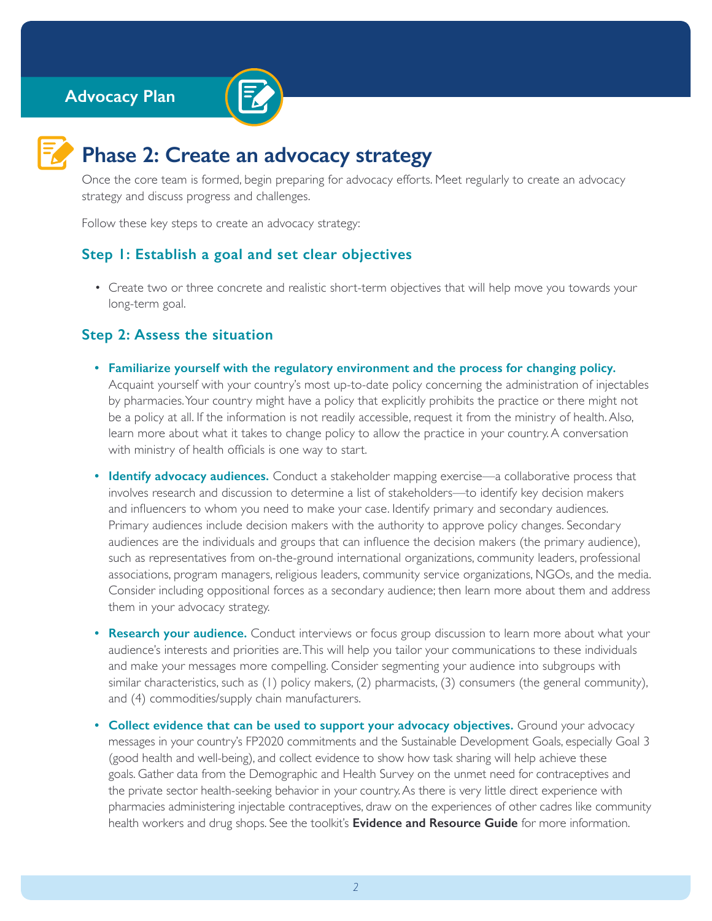Advocacy Plan

# Phase 2: Create an advocacy strategy

Once the core team is formed, begin preparing for advocacy efforts. Meet regularly to create an advocacy strategy and discuss progress and challenges.

Follow these key steps to create an advocacy strategy:

## Step 1: Establish a goal and set clear objectives

- Create two or three concrete and realistic short-term objectives that will help move you towards your long-term goal.

## Step 2: Assess the situation

- **Familiarize yourself with the regulatory environment and the process for changing policy.** Acquaint yourself with your country's most up-to-date policy concerning the administration of injectables by pharmacies. Your country might have a policy that explicitly prohibits the practice or there might not be a policy at all. If the information is not readily accessible, request it from the ministry of health. Also, learn more about what it takes to change policy to allow the practice in your country. A conversation with ministry of health officials is one way to start.
- **Identify advocacy audiences.** Conduct a stakeholder mapping exercise—a collaborative process that involves research and discussion to determine a list of stakeholders—to identify key decision makers and influencers to whom you need to make your case. Identify primary and secondary audiences. Primary audiences include decision makers with the authority to approve policy changes. Secondary audiences are the individuals and groups that can influence the decision makers (the primary audience), such as representatives from on-the-ground international organizations, community leaders, professional associations, program managers, religious leaders, community service organizations, NGOs, and the media. Consider including oppositional forces as a secondary audience; then learn more about them and address them in your advocacy strategy.
- **Research your audience.** Conduct interviews or focus group discussion to learn more about what your audience's interests and priorities are. This will help you tailor your communications to these individuals and make your messages more compelling. Consider segmenting your audience into subgroups with similar characteristics, such as (1) policy makers, (2) pharmacists, (3) consumers (the general community), and (4) commodities/supply chain manufacturers.
- **Collect evidence that can be used to support your advocacy objectives.** Ground your advocacy messages in your country's FP2020 commitments and the Sustainable Development Goals, especially Goal 3 (good health and well-being), and collect evidence to show how task sharing will help achieve these goals. Gather data from the Demographic and Health Survey on the unmet need for contraceptives and the private sector health-seeking behavior in your country. As there is very little direct experience with pharmacies administering injectable contraceptives, draw on the experiences of other cadres like community health workers and drug shops. See the toolkit's **Evidence and Resource Guide** for more information.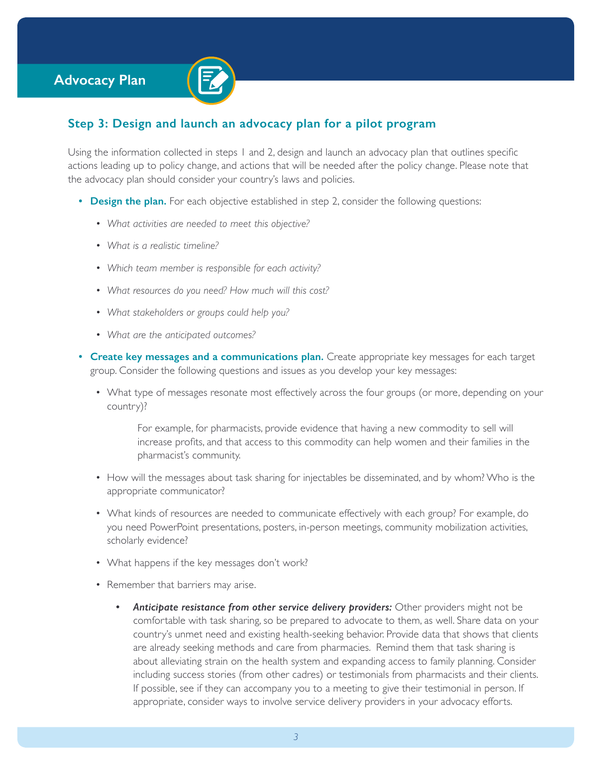## Advocacy Plan

### Step 3: Design and launch an advocacy plan for a pilot program

Using the information collected in steps 1 and 2, design and launch an advocacy plan that outlines specific actions leading up to policy change, and actions that will be needed after the policy change. Please note that the advocacy plan should consider your country's laws and policies.

- **Design the plan.** For each objective established in step 2, consider the following questions:
  - *What activities are needed to meet this objective?*
  - *What is a realistic timeline?*
  - *Which team member is responsible for each activity?*
  - *What resources do you need? How much will this cost?*
  - *What stakeholders or groups could help you?*
  - *What are the anticipated outcomes?*
- **Create key messages and a communications plan.** Create appropriate key messages for each target group. Consider the following questions and issues as you develop your key messages:
  - What type of messages resonate most effectively across the four groups (or more, depending on your country)?

    For example, for pharmacists, provide evidence that having a new commodity to sell will increase profits, and that access to this commodity can help women and their families in the pharmacist's community.
  - How will the messages about task sharing for injectables be disseminated, and by whom? Who is the appropriate communicator?
  - What kinds of resources are needed to communicate effectively with each group? For example, do you need PowerPoint presentations, posters, in-person meetings, community mobilization activities, scholarly evidence?
  - What happens if the key messages don't work?
  - Remember that barriers may arise.
    - ***Anticipate resistance from other service delivery providers:*** Other providers might not be comfortable with task sharing, so be prepared to advocate to them, as well. Share data on your country's unmet need and existing health-seeking behavior. Provide data that shows that clients are already seeking methods and care from pharmacies. Remind them that task sharing is about alleviating strain on the health system and expanding access to family planning. Consider including success stories (from other cadres) or testimonials from pharmacists and their clients. If possible, see if they can accompany you to a meeting to give their testimonial in person. If appropriate, consider ways to involve service delivery providers in your advocacy efforts.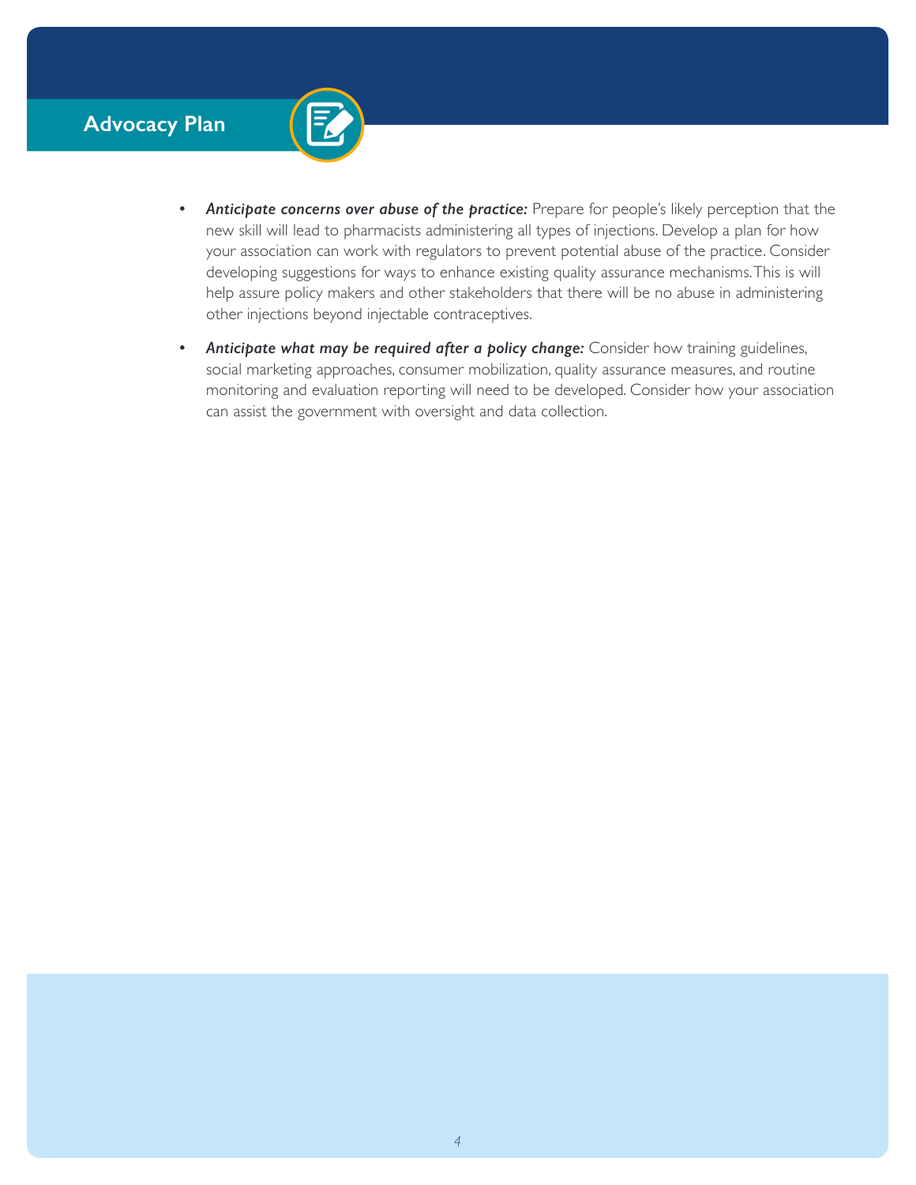## Advocacy Plan

- ***Anticipate concerns over abuse of the practice:*** Prepare for people's likely perception that the new skill will lead to pharmacists administering all types of injections. Develop a plan for how your association can work with regulators to prevent potential abuse of the practice. Consider developing suggestions for ways to enhance existing quality assurance mechanisms. This is will help assure policy makers and other stakeholders that there will be no abuse in administering other injections beyond injectable contraceptives.

- ***Anticipate what may be required after a policy change:*** Consider how training guidelines, social marketing approaches, consumer mobilization, quality assurance measures, and routine monitoring and evaluation reporting will need to be developed. Consider how your association can assist the government with oversight and data collection.